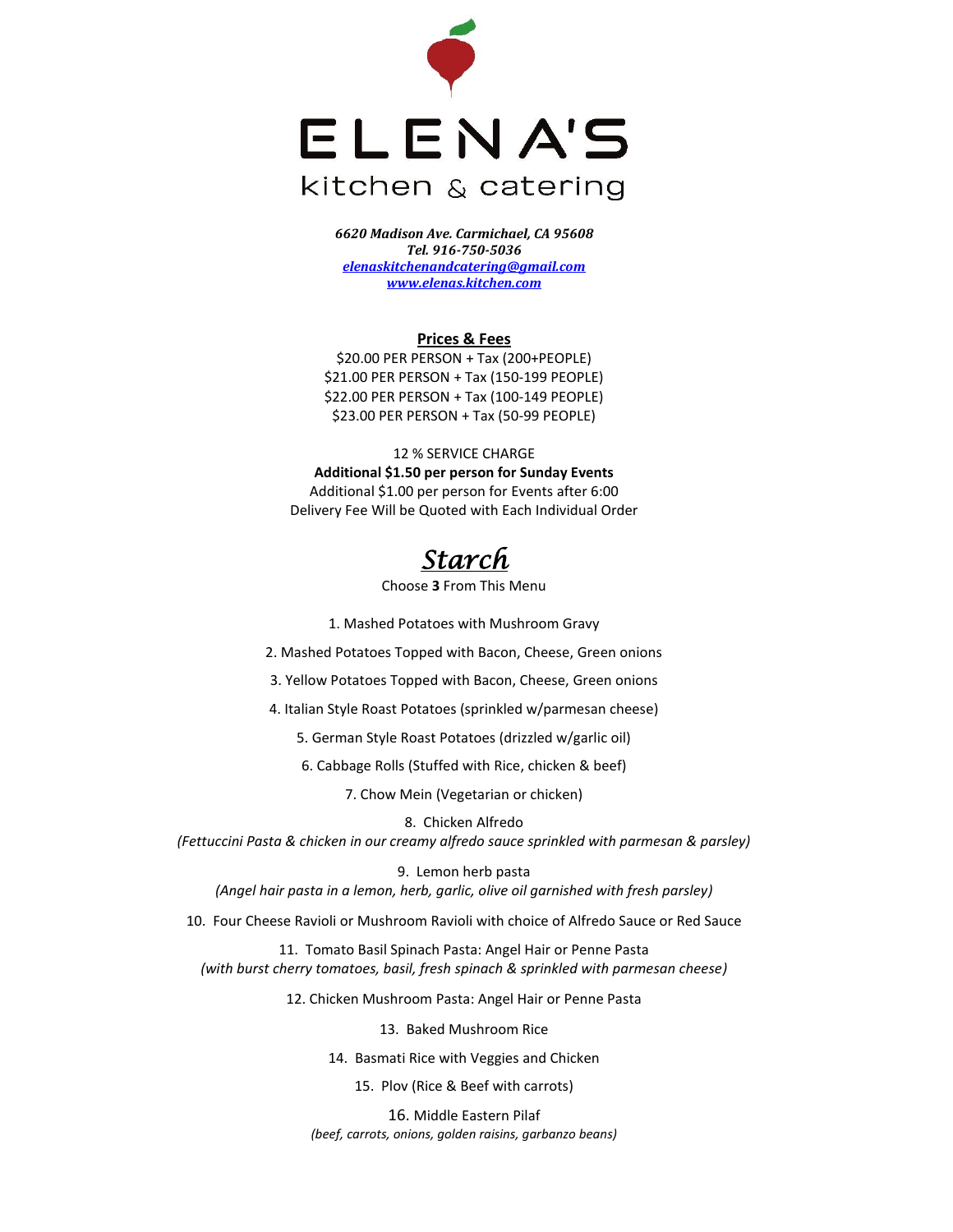# ELENA'S

kitchen & catering

***6620 Madison Ave. Carmichael, CA 95608***
***Tel. 916-750-5036***
***elenaskitchenandcatering@gmail.com***
***www.elenas.kitchen.com***

## Prices & Fees

$20.00 PER PERSON + Tax (200+PEOPLE)
$21.00 PER PERSON + Tax (150-199 PEOPLE)
$22.00 PER PERSON + Tax (100-149 PEOPLE)
$23.00 PER PERSON + Tax (50-99 PEOPLE)

12 % SERVICE CHARGE
**Additional $1.50 per person for Sunday Events**
Additional $1.00 per person for Events after 6:00
Delivery Fee Will be Quoted with Each Individual Order

## *Starch*

Choose **3** From This Menu

1. Mashed Potatoes with Mushroom Gravy
2. Mashed Potatoes Topped with Bacon, Cheese, Green onions
3. Yellow Potatoes Topped with Bacon, Cheese, Green onions
4. Italian Style Roast Potatoes (sprinkled w/parmesan cheese)
5. German Style Roast Potatoes (drizzled w/garlic oil)
6. Cabbage Rolls (Stuffed with Rice, chicken & beef)
7. Chow Mein (Vegetarian or chicken)
8. Chicken Alfredo
   *(Fettuccini Pasta & chicken in our creamy alfredo sauce sprinkled with parmesan & parsley)*
9. Lemon herb pasta
   *(Angel hair pasta in a lemon, herb, garlic, olive oil garnished with fresh parsley)*
10. Four Cheese Ravioli or Mushroom Ravioli with choice of Alfredo Sauce or Red Sauce
11. Tomato Basil Spinach Pasta: Angel Hair or Penne Pasta
    *(with burst cherry tomatoes, basil, fresh spinach & sprinkled with parmesan cheese)*
12. Chicken Mushroom Pasta: Angel Hair or Penne Pasta
13. Baked Mushroom Rice
14. Basmati Rice with Veggies and Chicken
15. Plov (Rice & Beef with carrots)
16. Middle Eastern Pilaf
    *(beef, carrots, onions, golden raisins, garbanzo beans)*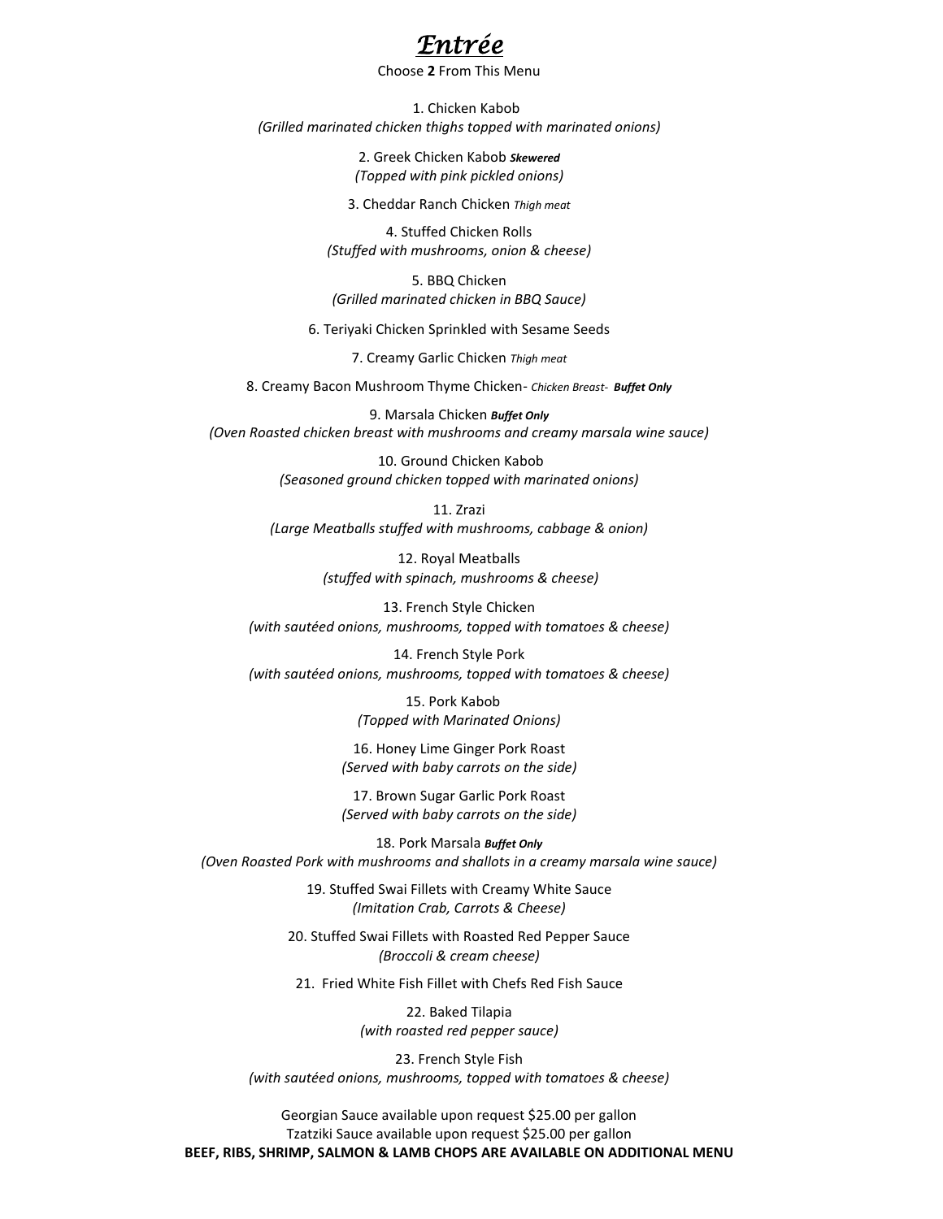# *Entrée*

Choose **2** From This Menu

1. Chicken Kabob
*(Grilled marinated chicken thighs topped with marinated onions)*

2. Greek Chicken Kabob ***Skewered***
*(Topped with pink pickled onions)*

3. Cheddar Ranch Chicken *Thigh meat*

4. Stuffed Chicken Rolls
*(Stuffed with mushrooms, onion & cheese)*

5. BBQ Chicken
*(Grilled marinated chicken in BBQ Sauce)*

6. Teriyaki Chicken Sprinkled with Sesame Seeds

7. Creamy Garlic Chicken *Thigh meat*

8. Creamy Bacon Mushroom Thyme Chicken- *Chicken Breast-* ***Buffet Only***

9. Marsala Chicken ***Buffet Only***
*(Oven Roasted chicken breast with mushrooms and creamy marsala wine sauce)*

10. Ground Chicken Kabob
*(Seasoned ground chicken topped with marinated onions)*

11. Zrazi
*(Large Meatballs stuffed with mushrooms, cabbage & onion)*

12. Royal Meatballs
*(stuffed with spinach, mushrooms & cheese)*

13. French Style Chicken
*(with sautéed onions, mushrooms, topped with tomatoes & cheese)*

14. French Style Pork
*(with sautéed onions, mushrooms, topped with tomatoes & cheese)*

15. Pork Kabob
*(Topped with Marinated Onions)*

16. Honey Lime Ginger Pork Roast
*(Served with baby carrots on the side)*

17. Brown Sugar Garlic Pork Roast
*(Served with baby carrots on the side)*

18. Pork Marsala ***Buffet Only***
*(Oven Roasted Pork with mushrooms and shallots in a creamy marsala wine sauce)*

19. Stuffed Swai Fillets with Creamy White Sauce
*(Imitation Crab, Carrots & Cheese)*

20. Stuffed Swai Fillets with Roasted Red Pepper Sauce
*(Broccoli & cream cheese)*

21. Fried White Fish Fillet with Chefs Red Fish Sauce

22. Baked Tilapia
*(with roasted red pepper sauce)*

23. French Style Fish
*(with sautéed onions, mushrooms, topped with tomatoes & cheese)*

Georgian Sauce available upon request $25.00 per gallon
Tzatziki Sauce available upon request $25.00 per gallon

**BEEF, RIBS, SHRIMP, SALMON & LAMB CHOPS ARE AVAILABLE ON ADDITIONAL MENU**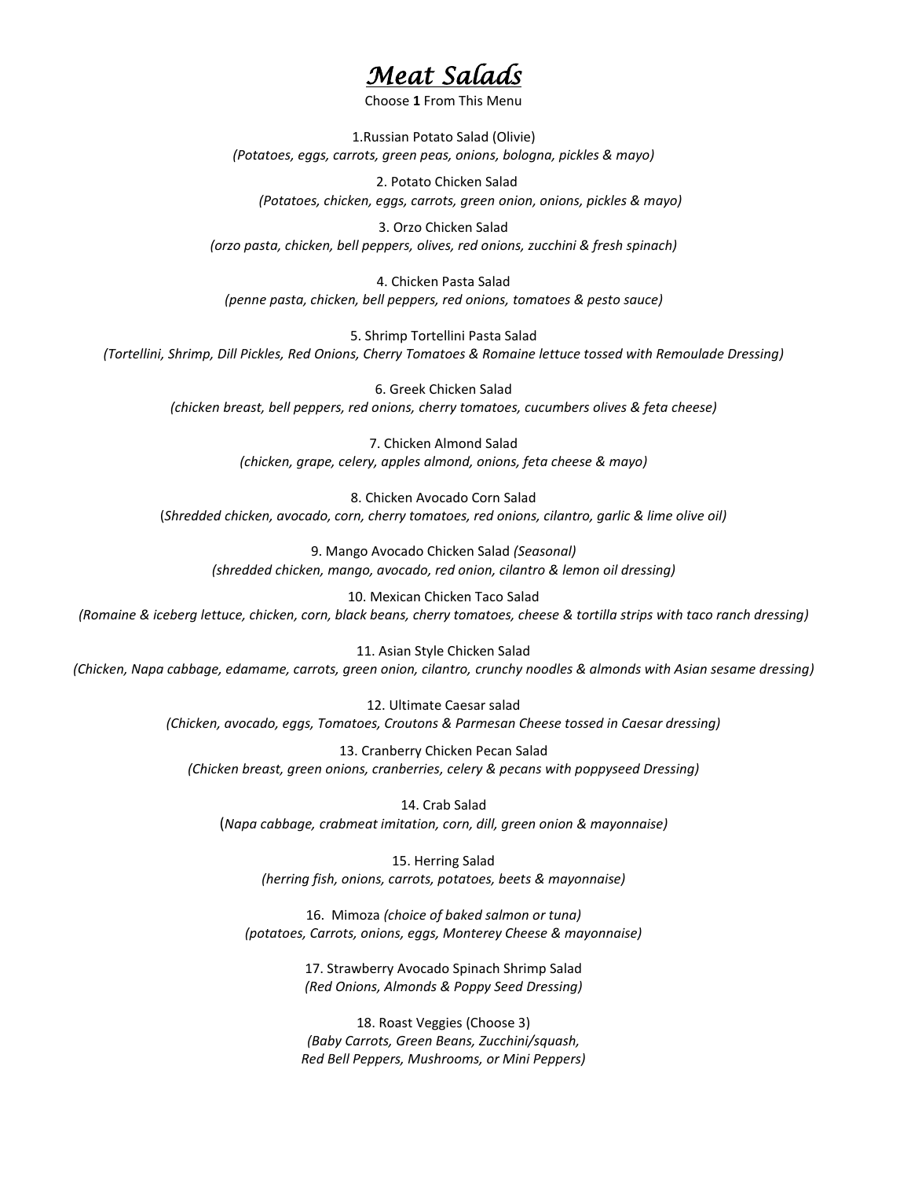# ***Meat Salads***

Choose **1** From This Menu

1.Russian Potato Salad (Olivie)
*(Potatoes, eggs, carrots, green peas, onions, bologna, pickles & mayo)*

2. Potato Chicken Salad
*(Potatoes, chicken, eggs, carrots, green onion, onions, pickles & mayo)*

3. Orzo Chicken Salad
*(orzo pasta, chicken, bell peppers, olives, red onions, zucchini & fresh spinach)*

4. Chicken Pasta Salad
*(penne pasta, chicken, bell peppers, red onions, tomatoes & pesto sauce)*

5. Shrimp Tortellini Pasta Salad
*(Tortellini, Shrimp, Dill Pickles, Red Onions, Cherry Tomatoes & Romaine lettuce tossed with Remoulade Dressing)*

6. Greek Chicken Salad
*(chicken breast, bell peppers, red onions, cherry tomatoes, cucumbers olives & feta cheese)*

7. Chicken Almond Salad
*(chicken, grape, celery, apples almond, onions, feta cheese & mayo)*

8. Chicken Avocado Corn Salad
(*Shredded chicken, avocado, corn, cherry tomatoes, red onions, cilantro, garlic & lime olive oil)*

9. Mango Avocado Chicken Salad *(Seasonal)*
*(shredded chicken, mango, avocado, red onion, cilantro & lemon oil dressing)*

10. Mexican Chicken Taco Salad
*(Romaine & iceberg lettuce, chicken, corn, black beans, cherry tomatoes, cheese & tortilla strips with taco ranch dressing)*

11. Asian Style Chicken Salad
*(Chicken, Napa cabbage, edamame, carrots, green onion, cilantro, crunchy noodles & almonds with Asian sesame dressing)*

12. Ultimate Caesar salad
*(Chicken, avocado, eggs, Tomatoes, Croutons & Parmesan Cheese tossed in Caesar dressing)*

13. Cranberry Chicken Pecan Salad
*(Chicken breast, green onions, cranberries, celery & pecans with poppyseed Dressing)*

14. Crab Salad
(*Napa cabbage, crabmeat imitation, corn, dill, green onion & mayonnaise)*

15. Herring Salad
*(herring fish, onions, carrots, potatoes, beets & mayonnaise)*

16. Mimoza *(choice of baked salmon or tuna)*
*(potatoes, Carrots, onions, eggs, Monterey Cheese & mayonnaise)*

17. Strawberry Avocado Spinach Shrimp Salad
*(Red Onions, Almonds & Poppy Seed Dressing)*

18. Roast Veggies (Choose 3)
*(Baby Carrots, Green Beans, Zucchini/squash,
Red Bell Peppers, Mushrooms, or Mini Peppers)*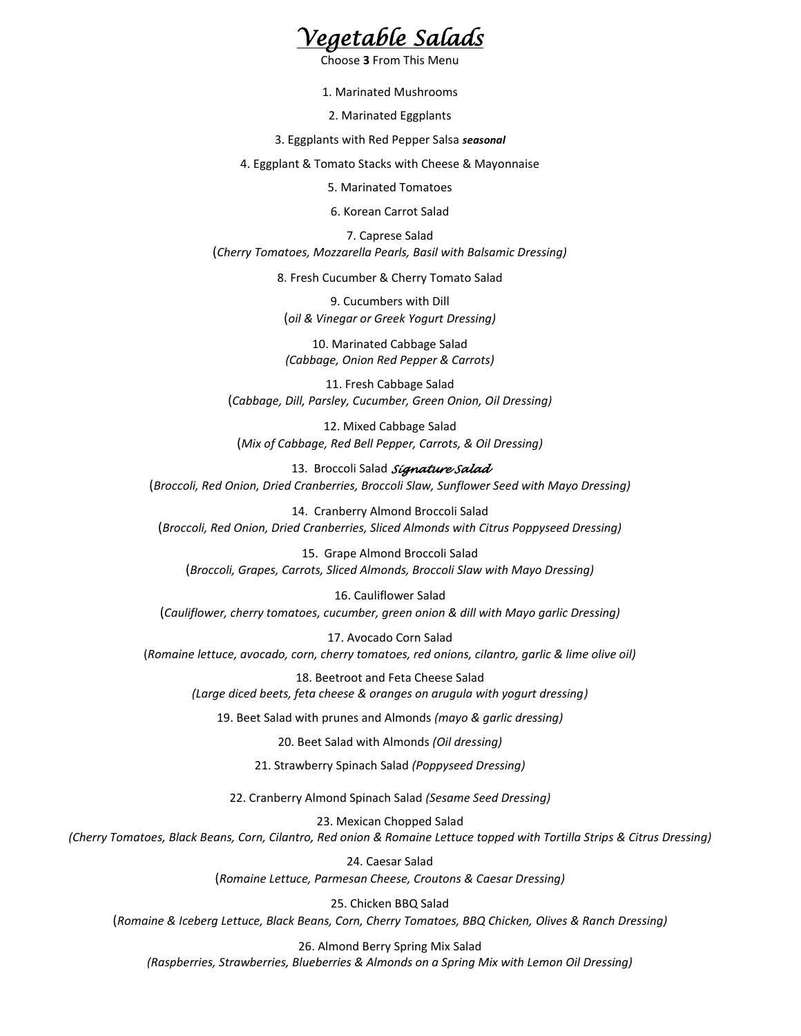# *Vegetable Salads*

Choose **3** From This Menu

1. Marinated Mushrooms
2. Marinated Eggplants
3. Eggplants with Red Pepper Salsa ***seasonal***
4. Eggplant & Tomato Stacks with Cheese & Mayonnaise
5. Marinated Tomatoes
6. Korean Carrot Salad
7. Caprese Salad
   (*Cherry Tomatoes, Mozzarella Pearls, Basil with Balsamic Dressing)*
8. Fresh Cucumber & Cherry Tomato Salad
9. Cucumbers with Dill
   (*oil & Vinegar or Greek Yogurt Dressing)*
10. Marinated Cabbage Salad
    *(Cabbage, Onion Red Pepper & Carrots)*
11. Fresh Cabbage Salad
    (*Cabbage, Dill, Parsley, Cucumber, Green Onion, Oil Dressing)*
12. Mixed Cabbage Salad
    (*Mix of Cabbage, Red Bell Pepper, Carrots, & Oil Dressing)*
13. Broccoli Salad *Signature Salad*
    (*Broccoli, Red Onion, Dried Cranberries, Broccoli Slaw, Sunflower Seed with Mayo Dressing)*
14. Cranberry Almond Broccoli Salad
    (*Broccoli, Red Onion, Dried Cranberries, Sliced Almonds with Citrus Poppyseed Dressing)*
15. Grape Almond Broccoli Salad
    (*Broccoli, Grapes, Carrots, Sliced Almonds, Broccoli Slaw with Mayo Dressing)*
16. Cauliflower Salad
    (*Cauliflower, cherry tomatoes, cucumber, green onion & dill with Mayo garlic Dressing)*
17. Avocado Corn Salad
    (*Romaine lettuce, avocado, corn, cherry tomatoes, red onions, cilantro, garlic & lime olive oil)*
18. Beetroot and Feta Cheese Salad
    *(Large diced beets, feta cheese & oranges on arugula with yogurt dressing)*
19. Beet Salad with prunes and Almonds *(mayo & garlic dressing)*
20. Beet Salad with Almonds *(Oil dressing)*
21. Strawberry Spinach Salad *(Poppyseed Dressing)*
22. Cranberry Almond Spinach Salad *(Sesame Seed Dressing)*
23. Mexican Chopped Salad
    *(Cherry Tomatoes, Black Beans, Corn, Cilantro, Red onion & Romaine Lettuce topped with Tortilla Strips & Citrus Dressing)*
24. Caesar Salad
    (*Romaine Lettuce, Parmesan Cheese, Croutons & Caesar Dressing)*
25. Chicken BBQ Salad
    (*Romaine & Iceberg Lettuce, Black Beans, Corn, Cherry Tomatoes, BBQ Chicken, Olives & Ranch Dressing)*
26. Almond Berry Spring Mix Salad
    *(Raspberries, Strawberries, Blueberries & Almonds on a Spring Mix with Lemon Oil Dressing)*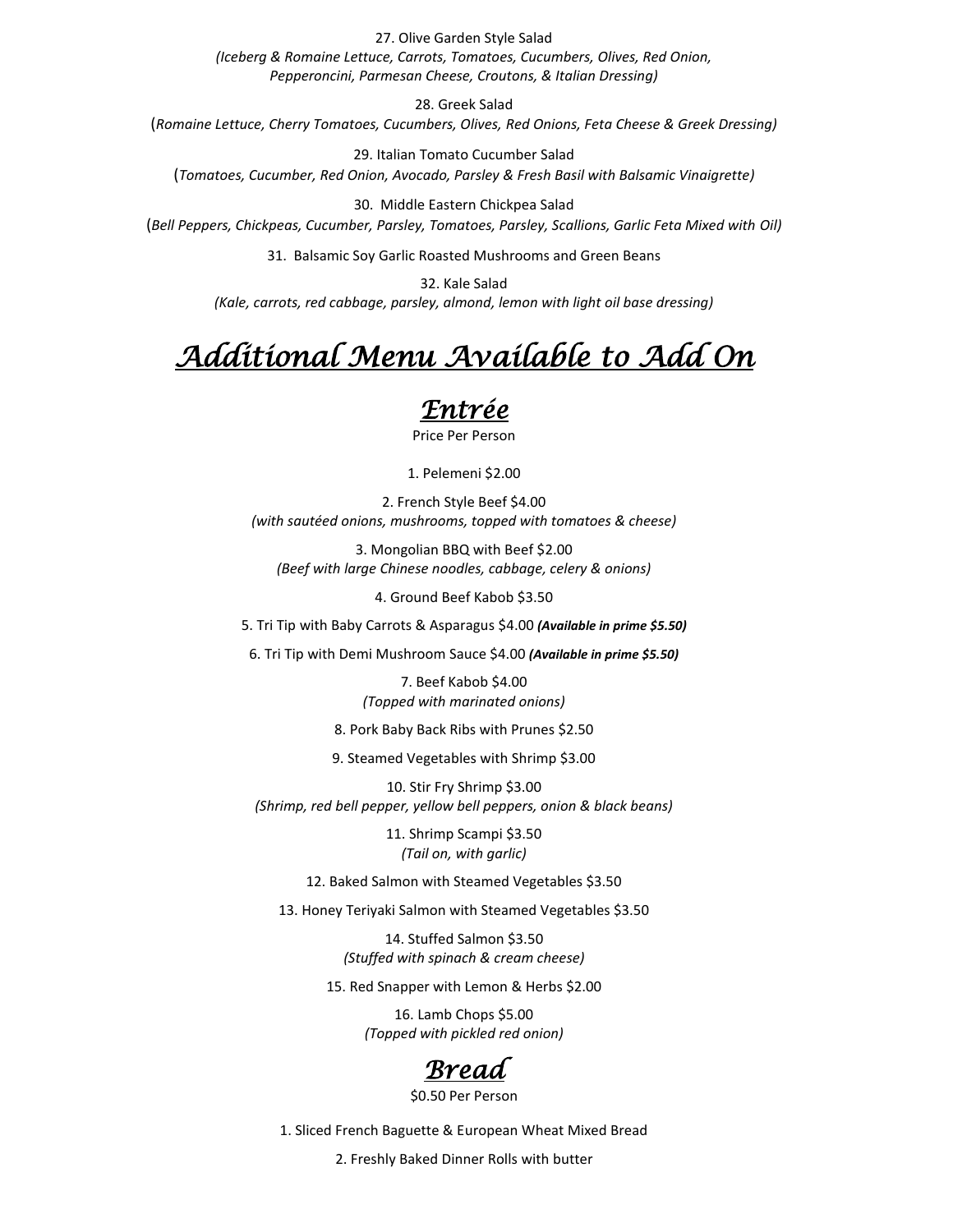27. Olive Garden Style Salad
*(Iceberg & Romaine Lettuce, Carrots, Tomatoes, Cucumbers, Olives, Red Onion, Pepperoncini, Parmesan Cheese, Croutons, & Italian Dressing)*

28. Greek Salad
(*Romaine Lettuce, Cherry Tomatoes, Cucumbers, Olives, Red Onions, Feta Cheese & Greek Dressing)*

29. Italian Tomato Cucumber Salad
(*Tomatoes, Cucumber, Red Onion, Avocado, Parsley & Fresh Basil with Balsamic Vinaigrette)*

30. Middle Eastern Chickpea Salad
(*Bell Peppers, Chickpeas, Cucumber, Parsley, Tomatoes, Parsley, Scallions, Garlic Feta Mixed with Oil)*

31. Balsamic Soy Garlic Roasted Mushrooms and Green Beans

32. Kale Salad
*(Kale, carrots, red cabbage, parsley, almond, lemon with light oil base dressing)*

# *Additional Menu Available to Add On*

## *Entrée*

Price Per Person

1. Pelemeni $2.00

2. French Style Beef $4.00
*(with sautéed onions, mushrooms, topped with tomatoes & cheese)*

3. Mongolian BBQ with Beef $2.00
*(Beef with large Chinese noodles, cabbage, celery & onions)*

4. Ground Beef Kabob $3.50

5. Tri Tip with Baby Carrots & Asparagus $4.00 ***(Available in prime $5.50)***

6. Tri Tip with Demi Mushroom Sauce $4.00 ***(Available in prime $5.50)***

7. Beef Kabob $4.00
*(Topped with marinated onions)*

8. Pork Baby Back Ribs with Prunes $2.50

9. Steamed Vegetables with Shrimp $3.00

10. Stir Fry Shrimp $3.00
*(Shrimp, red bell pepper, yellow bell peppers, onion & black beans)*

11. Shrimp Scampi $3.50
*(Tail on, with garlic)*

12. Baked Salmon with Steamed Vegetables $3.50

13. Honey Teriyaki Salmon with Steamed Vegetables $3.50

14. Stuffed Salmon $3.50
*(Stuffed with spinach & cream cheese)*

15. Red Snapper with Lemon & Herbs $2.00

16. Lamb Chops $5.00
*(Topped with pickled red onion)*

## *Bread*

$0.50 Per Person

1. Sliced French Baguette & European Wheat Mixed Bread

2. Freshly Baked Dinner Rolls with butter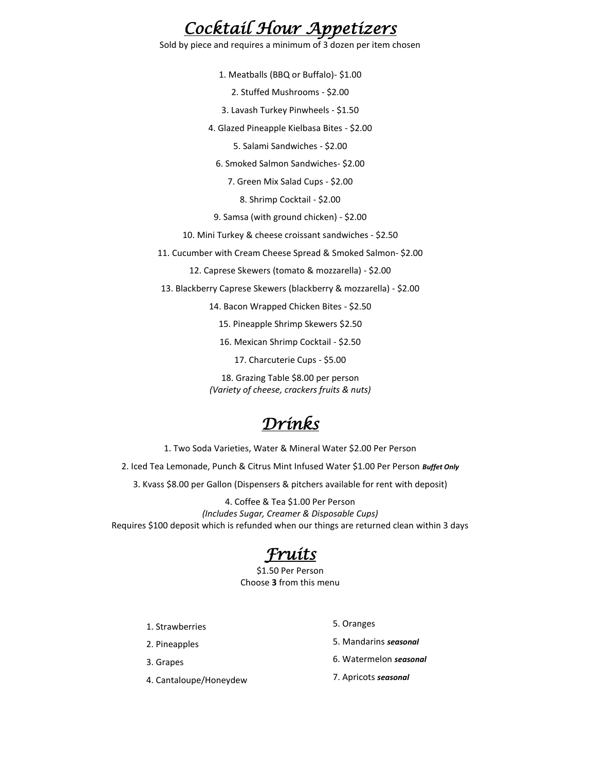# *Cocktail Hour Appetizers*

Sold by piece and requires a minimum of 3 dozen per item chosen

1. Meatballs (BBQ or Buffalo)- $1.00
2. Stuffed Mushrooms - $2.00
3. Lavash Turkey Pinwheels - $1.50
4. Glazed Pineapple Kielbasa Bites - $2.00
5. Salami Sandwiches - $2.00
6. Smoked Salmon Sandwiches- $2.00
7. Green Mix Salad Cups - $2.00
8. Shrimp Cocktail - $2.00
9. Samsa (with ground chicken) - $2.00
10. Mini Turkey & cheese croissant sandwiches - $2.50
11. Cucumber with Cream Cheese Spread & Smoked Salmon- $2.00
12. Caprese Skewers (tomato & mozzarella) - $2.00
13. Blackberry Caprese Skewers (blackberry & mozzarella) - $2.00
14. Bacon Wrapped Chicken Bites - $2.50
15. Pineapple Shrimp Skewers $2.50
16. Mexican Shrimp Cocktail - $2.50
17. Charcuterie Cups - $5.00
18. Grazing Table $8.00 per person
*(Variety of cheese, crackers fruits & nuts)*

# *Drinks*

1. Two Soda Varieties, Water & Mineral Water $2.00 Per Person
2. Iced Tea Lemonade, Punch & Citrus Mint Infused Water $1.00 Per Person ***Buffet Only***
3. Kvass $8.00 per Gallon (Dispensers & pitchers available for rent with deposit)
4. Coffee & Tea $1.00 Per Person
*(Includes Sugar, Creamer & Disposable Cups)*

Requires $100 deposit which is refunded when our things are returned clean within 3 days

# *Fruits*

$1.50 Per Person
Choose **3** from this menu

1. Strawberries
2. Pineapples
3. Grapes
4. Cantaloupe/Honeydew
5. Oranges
5. Mandarins ***seasonal***
6. Watermelon ***seasonal***
7. Apricots ***seasonal***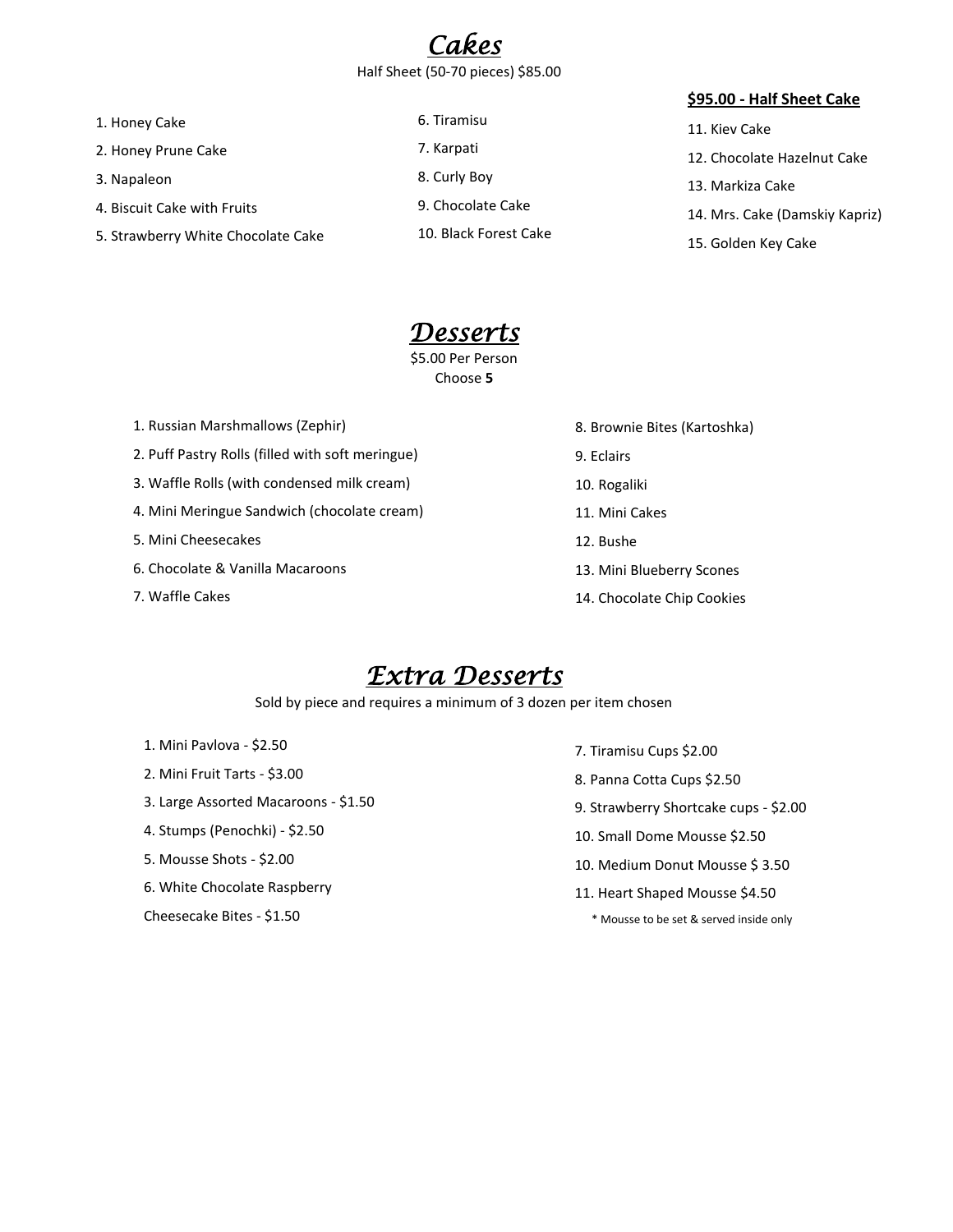# *Cakes*

Half Sheet (50-70 pieces) $85.00

1. Honey Cake
2. Honey Prune Cake
3. Napaleon
4. Biscuit Cake with Fruits
5. Strawberry White Chocolate Cake
6. Tiramisu
7. Karpati
8. Curly Boy
9. Chocolate Cake
10. Black Forest Cake

**$95.00 - Half Sheet Cake**

11. Kiev Cake
12. Chocolate Hazelnut Cake
13. Markiza Cake
14. Mrs. Cake (Damskiy Kapriz)
15. Golden Key Cake

# *Desserts*

$5.00 Per Person
Choose **5**

1. Russian Marshmallows (Zephir)
2. Puff Pastry Rolls (filled with soft meringue)
3. Waffle Rolls (with condensed milk cream)
4. Mini Meringue Sandwich (chocolate cream)
5. Mini Cheesecakes
6. Chocolate & Vanilla Macaroons
7. Waffle Cakes
8. Brownie Bites (Kartoshka)
9. Eclairs
10. Rogaliki
11. Mini Cakes
12. Bushe
13. Mini Blueberry Scones
14. Chocolate Chip Cookies

# *Extra Desserts*

Sold by piece and requires a minimum of 3 dozen per item chosen

1. Mini Pavlova - $2.50
2. Mini Fruit Tarts - $3.00
3. Large Assorted Macaroons - $1.50
4. Stumps (Penochki) - $2.50
5. Mousse Shots - $2.00
6. White Chocolate Raspberry Cheesecake Bites - $1.50
7. Tiramisu Cups $2.00
8. Panna Cotta Cups $2.50
9. Strawberry Shortcake cups - $2.00

10\. Small Dome Mousse $2.50

10\. Medium Donut Mousse $ 3.50

11\. Heart Shaped Mousse $4.50

\* Mousse to be set & served inside only